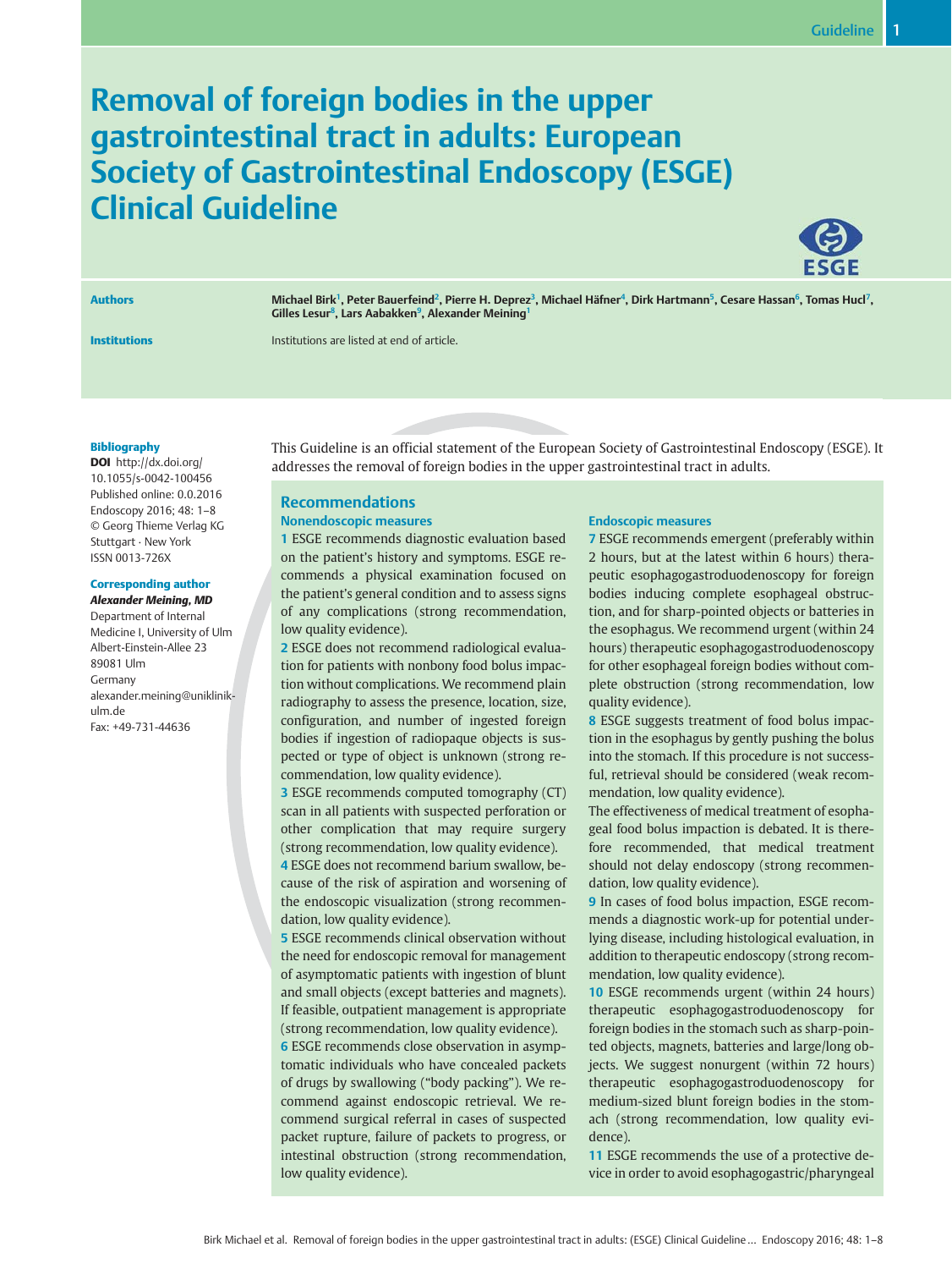# Removal of foreign bodies in the upper gastrointestinal tract in adults: European Society of Gastrointestinal Endoscopy (ESGE) Clinical Guideline

**Authors**

Michael Birk[1], Peter Bauerfeind[2], Pierre H. Deprez[3], Michael Häfner[4], Dirk Hartmann[5], Cesare Hassan[6], Tomas Hucl[7], Gilles Lesur[8], Lars Aabakken[9], Alexander Meining[1]

**Institutions**

Institutions are listed at end of article.

**Bibliography**

**DOI** http://dx.doi.org/10.1055/s-0042-100456
Published online: 0.0.2016
Endoscopy 2016; 48: 1–8
© Georg Thieme Verlag KG
Stuttgart · New York
ISSN 0013-726X

**Corresponding author**

***Alexander Meining, MD***
Department of Internal Medicine I, University of Ulm
Albert-Einstein-Allee 23
89081 Ulm
Germany
alexander.meining@uniklinik-ulm.de
Fax: +49-731-44636

This Guideline is an official statement of the European Society of Gastrointestinal Endoscopy (ESGE). It addresses the removal of foreign bodies in the upper gastrointestinal tract in adults.

## Recommendations

### Nonendoscopic measures

**1** ESGE recommends diagnostic evaluation based on the patient's history and symptoms. ESGE recommends a physical examination focused on the patient's general condition and to assess signs of any complications (strong recommendation, low quality evidence).

**2** ESGE does not recommend radiological evaluation for patients with nonbony food bolus impaction without complications. We recommend plain radiography to assess the presence, location, size, configuration, and number of ingested foreign bodies if ingestion of radiopaque objects is suspected or type of object is unknown (strong recommendation, low quality evidence).

**3** ESGE recommends computed tomography (CT) scan in all patients with suspected perforation or other complication that may require surgery (strong recommendation, low quality evidence).

**4** ESGE does not recommend barium swallow, because of the risk of aspiration and worsening of the endoscopic visualization (strong recommendation, low quality evidence).

**5** ESGE recommends clinical observation without the need for endoscopic removal for management of asymptomatic patients with ingestion of blunt and small objects (except batteries and magnets). If feasible, outpatient management is appropriate (strong recommendation, low quality evidence).

**6** ESGE recommends close observation in asymptomatic individuals who have concealed packets of drugs by swallowing ("body packing"). We recommend against endoscopic retrieval. We recommend surgical referral in cases of suspected packet rupture, failure of packets to progress, or intestinal obstruction (strong recommendation, low quality evidence).

### Endoscopic measures

**7** ESGE recommends emergent (preferably within 2 hours, but at the latest within 6 hours) therapeutic esophagogastroduodenoscopy for foreign bodies inducing complete esophageal obstruction, and for sharp-pointed objects or batteries in the esophagus. We recommend urgent (within 24 hours) therapeutic esophagogastroduodenoscopy for other esophageal foreign bodies without complete obstruction (strong recommendation, low quality evidence).

**8** ESGE suggests treatment of food bolus impaction in the esophagus by gently pushing the bolus into the stomach. If this procedure is not successful, retrieval should be considered (weak recommendation, low quality evidence).

The effectiveness of medical treatment of esophageal food bolus impaction is debated. It is therefore recommended, that medical treatment should not delay endoscopy (strong recommendation, low quality evidence).

**9** In cases of food bolus impaction, ESGE recommends a diagnostic work-up for potential underlying disease, including histological evaluation, in addition to therapeutic endoscopy (strong recommendation, low quality evidence).

**10** ESGE recommends urgent (within 24 hours) therapeutic esophagogastroduodenoscopy for foreign bodies in the stomach such as sharp-pointed objects, magnets, batteries and large/long objects. We suggest nonurgent (within 72 hours) therapeutic esophagogastroduodenoscopy for medium-sized blunt foreign bodies in the stomach (strong recommendation, low quality evidence).

**11** ESGE recommends the use of a protective device in order to avoid esophagogastric/pharyngeal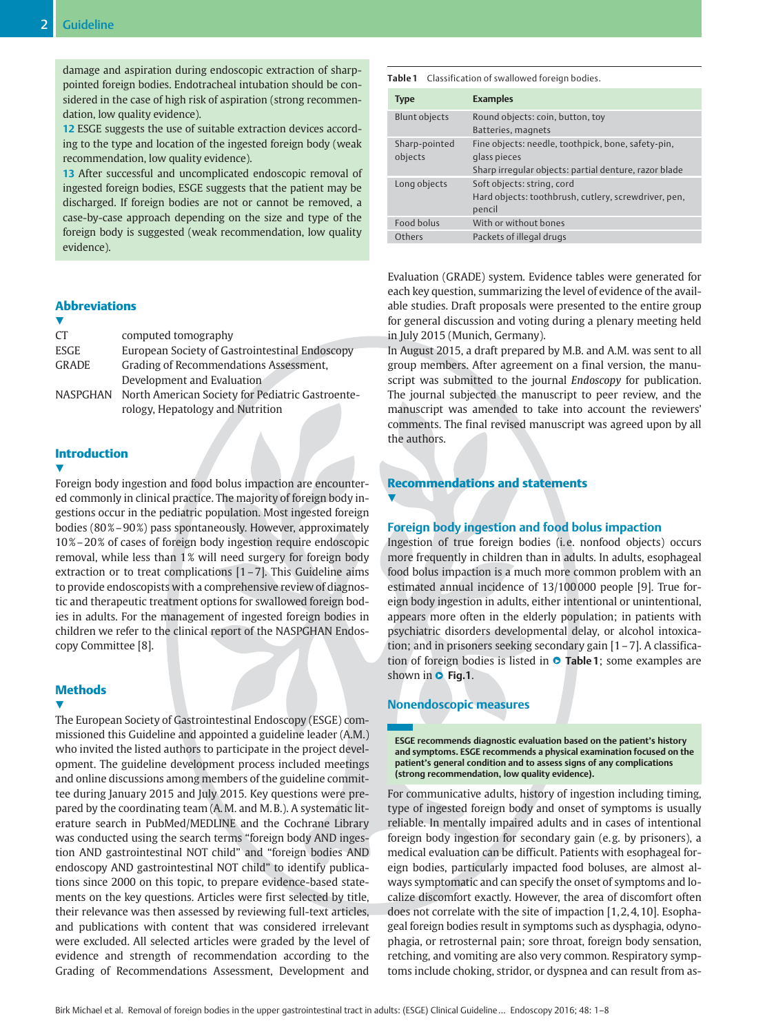damage and aspiration during endoscopic extraction of sharp-pointed foreign bodies. Endotracheal intubation should be considered in the case of high risk of aspiration (strong recommendation, low quality evidence).

12 ESGE suggests the use of suitable extraction devices according to the type and location of the ingested foreign body (weak recommendation, low quality evidence).

13 After successful and uncomplicated endoscopic removal of ingested foreign bodies, ESGE suggests that the patient may be discharged. If foreign bodies are not or cannot be removed, a case-by-case approach depending on the size and type of the foreign body is suggested (weak recommendation, low quality evidence).

## Abbreviations

| | |
|---|---|
| CT | computed tomography |
| ESGE | European Society of Gastrointestinal Endoscopy |
| GRADE | Grading of Recommendations Assessment, Development and Evaluation |
| NASPGHAN | North American Society for Pediatric Gastroenterology, Hepatology and Nutrition |

## Introduction

Foreign body ingestion and food bolus impaction are encountered commonly in clinical practice. The majority of foreign body ingestions occur in the pediatric population. Most ingested foreign bodies (80%–90%) pass spontaneously. However, approximately 10%–20% of cases of foreign body ingestion require endoscopic removal, while less than 1% will need surgery for foreign body extraction or to treat complications [1–7]. This Guideline aims to provide endoscopists with a comprehensive review of diagnostic and therapeutic treatment options for swallowed foreign bodies in adults. For the management of ingested foreign bodies in children we refer to the clinical report of the NASPGHAN Endoscopy Committee [8].

## Methods

The European Society of Gastrointestinal Endoscopy (ESGE) commissioned this Guideline and appointed a guideline leader (A.M.) who invited the listed authors to participate in the project development. The guideline development process included meetings and online discussions among members of the guideline committee during January 2015 and July 2015. Key questions were prepared by the coordinating team (A.M. and M.B.). A systematic literature search in PubMed/MEDLINE and the Cochrane Library was conducted using the search terms "foreign body AND ingestion AND gastrointestinal NOT child" and "foreign bodies AND endoscopy AND gastrointestinal NOT child" to identify publications since 2000 on this topic, to prepare evidence-based statements on the key questions. Articles were first selected by title, their relevance was then assessed by reviewing full-text articles, and publications with content that was considered irrelevant were excluded. All selected articles were graded by the level of evidence and strength of recommendation according to the Grading of Recommendations Assessment, Development and Evaluation (GRADE) system. Evidence tables were generated for each key question, summarizing the level of evidence of the available studies. Draft proposals were presented to the entire group for general discussion and voting during a plenary meeting held in July 2015 (Munich, Germany).

In August 2015, a draft prepared by M.B. and A.M. was sent to all group members. After agreement on a final version, the manuscript was submitted to the journal *Endoscopy* for publication. The journal subjected the manuscript to peer review, and the manuscript was amended to take into account the reviewers' comments. The final revised manuscript was agreed upon by all the authors.

**Table 1** Classification of swallowed foreign bodies.

| Type | Examples |
|---|---|
| Blunt objects | Round objects: coin, button, toy<br>Batteries, magnets |
| Sharp-pointed objects | Fine objects: needle, toothpick, bone, safety-pin, glass pieces<br>Sharp irregular objects: partial denture, razor blade |
| Long objects | Soft objects: string, cord<br>Hard objects: toothbrush, cutlery, screwdriver, pen, pencil |
| Food bolus | With or without bones |
| Others | Packets of illegal drugs |

## Recommendations and statements

### Foreign body ingestion and food bolus impaction

Ingestion of true foreign bodies (i.e. nonfood objects) occurs more frequently in children than in adults. In adults, esophageal food bolus impaction is a much more common problem with an estimated annual incidence of 13/100000 people [9]. True foreign body ingestion in adults, either intentional or unintentional, appears more often in the elderly population; in patients with psychiatric disorders developmental delay, or alcohol intoxication; and in prisoners seeking secondary gain [1–7]. A classification of foreign bodies is listed in Table 1; some examples are shown in Fig. 1.

### Nonendoscopic measures

**ESGE recommends diagnostic evaluation based on the patient's history and symptoms. ESGE recommends a physical examination focused on the patient's general condition and to assess signs of any complications (strong recommendation, low quality evidence).**

For communicative adults, history of ingestion including timing, type of ingested foreign body and onset of symptoms is usually reliable. In mentally impaired adults and in cases of intentional foreign body ingestion for secondary gain (e.g. by prisoners), a medical evaluation can be difficult. Patients with esophageal foreign bodies, particularly impacted food boluses, are almost always symptomatic and can specify the onset of symptoms and localize discomfort exactly. However, the area of discomfort often does not correlate with the site of impaction [1,2,4,10]. Esophageal foreign bodies result in symptoms such as dysphagia, odynophagia, or retrosternal pain; sore throat, foreign body sensation, retching, and vomiting are also very common. Respiratory symptoms include choking, stridor, or dyspnea and can result from as-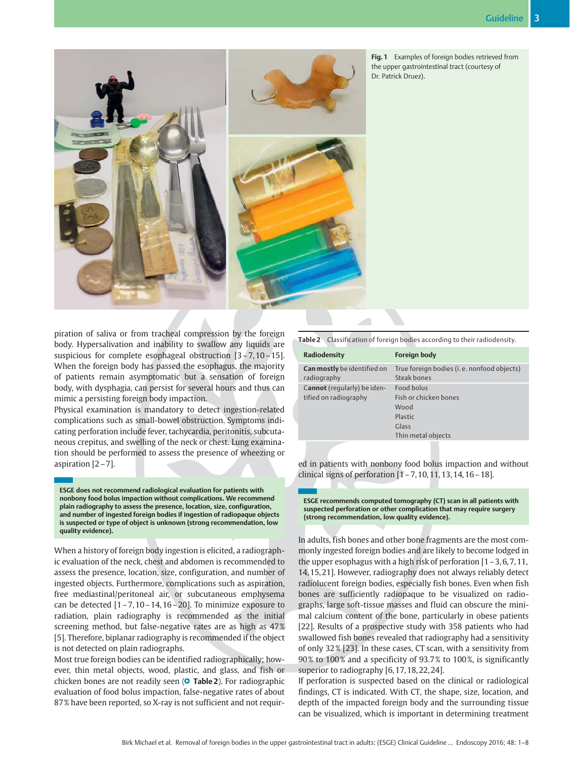Fig. 1 Examples of foreign bodies retrieved from the upper gastrointestinal tract (courtesy of Dr. Patrick Druez).

piration of saliva or from tracheal compression by the foreign body. Hypersalivation and inability to swallow any liquids are suspicious for complete esophageal obstruction [3–7, 10–15]. When the foreign body has passed the esophagus, the majority of patients remain asymptomatic but a sensation of foreign body, with dysphagia, can persist for several hours and thus can mimic a persisting foreign body impaction.

Physical examination is mandatory to detect ingestion-related complications such as small-bowel obstruction. Symptoms indicating perforation include fever, tachycardia, peritonitis, subcutaneous crepitus, and swelling of the neck or chest. Lung examination should be performed to assess the presence of wheezing or aspiration [2–7].

**ESGE does not recommend radiological evaluation for patients with nonbony food bolus impaction without complications. We recommend plain radiography to assess the presence, location, size, configuration, and number of ingested foreign bodies if ingestion of radiopaque objects is suspected or type of object is unknown (strong recommendation, low quality evidence).**

When a history of foreign body ingestion is elicited, a radiographic evaluation of the neck, chest and abdomen is recommended to assess the presence, location, size, configuration, and number of ingested objects. Furthermore, complications such as aspiration, free mediastinal/peritoneal air, or subcutaneous emphysema can be detected [1–7, 10–14, 16–20]. To minimize exposure to radiation, plain radiography is recommended as the initial screening method, but false-negative rates are as high as 47% [5]. Therefore, biplanar radiography is recommended if the object is not detected on plain radiographs.

Most true foreign bodies can be identified radiographically; however, thin metal objects, wood, plastic, and glass, and fish or chicken bones are not readily seen (**Table 2**). For radiographic evaluation of food bolus impaction, false-negative rates of about 87% have been reported, so X-ray is not sufficient and not required in patients with nonbony food bolus impaction and without clinical signs of perforation [1–7, 10, 11, 13, 14, 16–18].

**Table 2** Classification of foreign bodies according to their radiodensity.

| Radiodensity | Foreign body |
|---|---|
| **Can mostly** be identified on radiography | True foreign bodies (i. e. nonfood objects)<br>Steak bones |
| **Cannot** (regularly) be identified on radiography | Food bolus<br>Fish or chicken bones<br>Wood<br>Plastic<br>Glass<br>Thin metal objects |

**ESGE recommends computed tomography (CT) scan in all patients with suspected perforation or other complication that may require surgery (strong recommendation, low quality evidence).**

In adults, fish bones and other bone fragments are the most commonly ingested foreign bodies and are likely to become lodged in the upper esophagus with a high risk of perforation [1–3, 6, 7, 11, 14, 15, 21]. However, radiography does not always reliably detect radiolucent foreign bodies, especially fish bones. Even when fish bones are sufficiently radiopaque to be visualized on radiographs, large soft-tissue masses and fluid can obscure the minimal calcium content of the bone, particularly in obese patients [22]. Results of a prospective study with 358 patients who had swallowed fish bones revealed that radiography had a sensitivity of only 32% [23]. In these cases, CT scan, with a sensitivity from 90% to 100% and a specificity of 93.7% to 100%, is significantly superior to radiography [6, 17, 18, 22, 24].

If perforation is suspected based on the clinical or radiological findings, CT is indicated. With CT, the shape, size, location, and depth of the impacted foreign body and the surrounding tissue can be visualized, which is important in determining treatment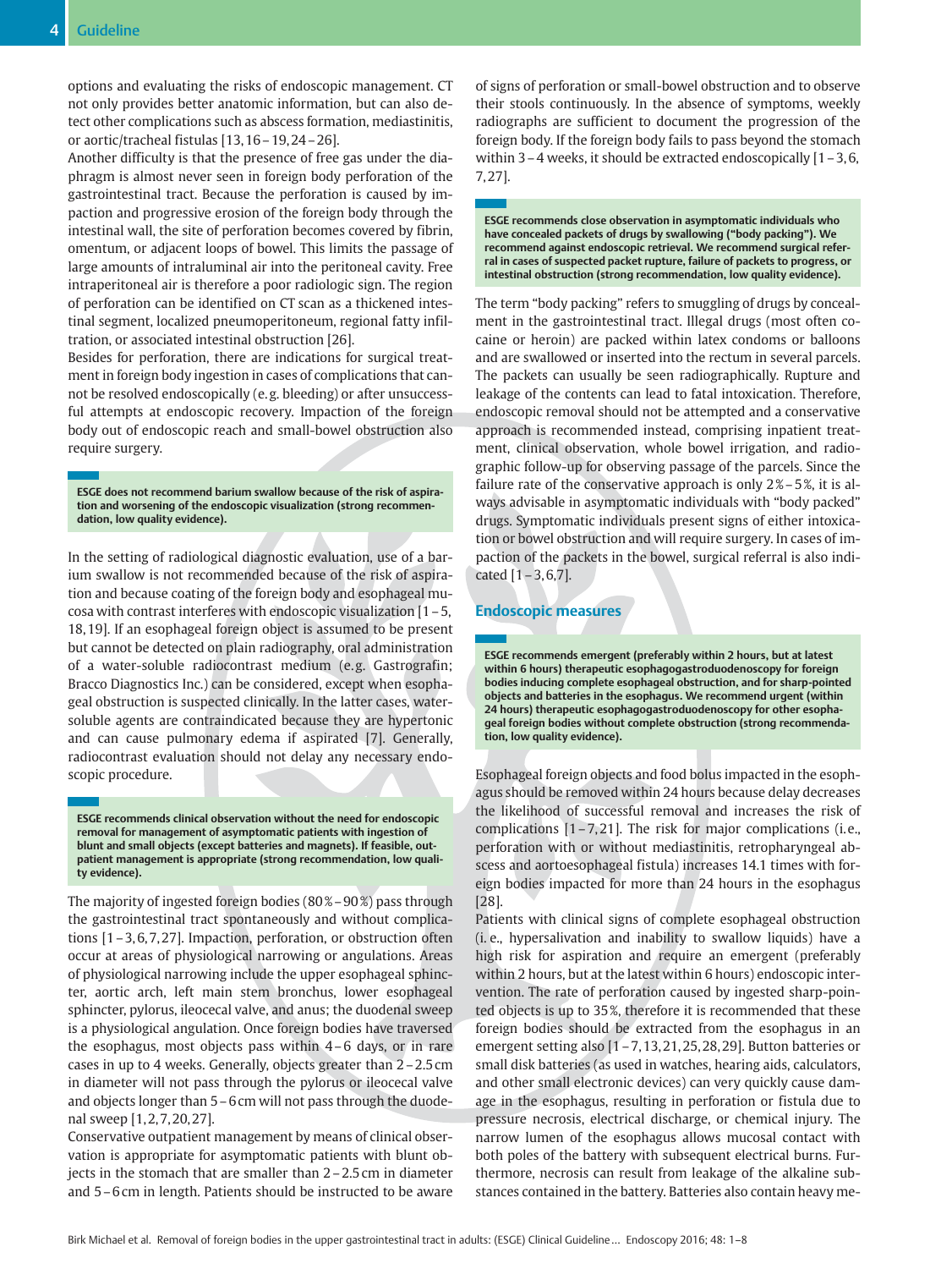options and evaluating the risks of endoscopic management. CT not only provides better anatomic information, but can also detect other complications such as abscess formation, mediastinitis, or aortic/tracheal fistulas [13, 16 – 19, 24 – 26].

Another difficulty is that the presence of free gas under the diaphragm is almost never seen in foreign body perforation of the gastrointestinal tract. Because the perforation is caused by impaction and progressive erosion of the foreign body through the intestinal wall, the site of perforation becomes covered by fibrin, omentum, or adjacent loops of bowel. This limits the passage of large amounts of intraluminal air into the peritoneal cavity. Free intraperitoneal air is therefore a poor radiologic sign. The region of perforation can be identified on CT scan as a thickened intestinal segment, localized pneumoperitoneum, regional fatty infiltration, or associated intestinal obstruction [26].

Besides for perforation, there are indications for surgical treatment in foreign body ingestion in cases of complications that cannot be resolved endoscopically (e. g. bleeding) or after unsuccessful attempts at endoscopic recovery. Impaction of the foreign body out of endoscopic reach and small-bowel obstruction also require surgery.

**ESGE does not recommend barium swallow because of the risk of aspiration and worsening of the endoscopic visualization (strong recommendation, low quality evidence).**

In the setting of radiological diagnostic evaluation, use of a barium swallow is not recommended because of the risk of aspiration and because coating of the foreign body and esophageal mucosa with contrast interferes with endoscopic visualization [1 – 5, 18, 19]. If an esophageal foreign object is assumed to be present but cannot be detected on plain radiography, oral administration of a water-soluble radiocontrast medium (e. g. Gastrografin; Bracco Diagnostics Inc.) can be considered, except when esophageal obstruction is suspected clinically. In the latter cases, water-soluble agents are contraindicated because they are hypertonic and can cause pulmonary edema if aspirated [7]. Generally, radiocontrast evaluation should not delay any necessary endoscopic procedure.

**ESGE recommends clinical observation without the need for endoscopic removal for management of asymptomatic patients with ingestion of blunt and small objects (except batteries and magnets). If feasible, outpatient management is appropriate (strong recommendation, low quality evidence).**

The majority of ingested foreign bodies (80 % – 90 %) pass through the gastrointestinal tract spontaneously and without complications [1 – 3, 6, 7, 27]. Impaction, perforation, or obstruction often occur at areas of physiological narrowing or angulations. Areas of physiological narrowing include the upper esophageal sphincter, aortic arch, left main stem bronchus, lower esophageal sphincter, pylorus, ileocecal valve, and anus; the duodenal sweep is a physiological angulation. Once foreign bodies have traversed the esophagus, most objects pass within 4 – 6 days, or in rare cases in up to 4 weeks. Generally, objects greater than 2 – 2.5 cm in diameter will not pass through the pylorus or ileocecal valve and objects longer than 5 – 6 cm will not pass through the duodenal sweep [1, 2, 7, 20, 27].

Conservative outpatient management by means of clinical observation is appropriate for asymptomatic patients with blunt objects in the stomach that are smaller than 2 – 2.5 cm in diameter and 5 – 6 cm in length. Patients should be instructed to be aware of signs of perforation or small-bowel obstruction and to observe their stools continuously. In the absence of symptoms, weekly radiographs are sufficient to document the progression of the foreign body. If the foreign body fails to pass beyond the stomach within 3 – 4 weeks, it should be extracted endoscopically [1 – 3, 6, 7, 27].

**ESGE recommends close observation in asymptomatic individuals who have concealed packets of drugs by swallowing ("body packing"). We recommend against endoscopic retrieval. We recommend surgical referral in cases of suspected packet rupture, failure of packets to progress, or intestinal obstruction (strong recommendation, low quality evidence).**

The term "body packing" refers to smuggling of drugs by concealment in the gastrointestinal tract. Illegal drugs (most often cocaine or heroin) are packed within latex condoms or balloons and are swallowed or inserted into the rectum in several parcels. The packets can usually be seen radiographically. Rupture and leakage of the contents can lead to fatal intoxication. Therefore, endoscopic removal should not be attempted and a conservative approach is recommended instead, comprising inpatient treatment, clinical observation, whole bowel irrigation, and radiographic follow-up for observing passage of the parcels. Since the failure rate of the conservative approach is only 2 % – 5 %, it is always advisable in asymptomatic individuals with "body packed" drugs. Symptomatic individuals present signs of either intoxication or bowel obstruction and will require surgery. In cases of impaction of the packets in the bowel, surgical referral is also indicated [1 – 3, 6, 7].

## Endoscopic measures

**ESGE recommends emergent (preferably within 2 hours, but at latest within 6 hours) therapeutic esophagogastroduodenoscopy for foreign bodies inducing complete esophageal obstruction, and for sharp-pointed objects and batteries in the esophagus. We recommend urgent (within 24 hours) therapeutic esophagogastroduodenoscopy for other esophageal foreign bodies without complete obstruction (strong recommendation, low quality evidence).**

Esophageal foreign objects and food bolus impacted in the esophagus should be removed within 24 hours because delay decreases the likelihood of successful removal and increases the risk of complications [1 – 7, 21]. The risk for major complications (i.e., perforation with or without mediastinitis, retropharyngeal abscess and aortoesophageal fistula) increases 14.1 times with foreign bodies impacted for more than 24 hours in the esophagus [28].

Patients with clinical signs of complete esophageal obstruction (i. e., hypersalivation and inability to swallow liquids) have a high risk for aspiration and require an emergent (preferably within 2 hours, but at the latest within 6 hours) endoscopic intervention. The rate of perforation caused by ingested sharp-pointed objects is up to 35 %, therefore it is recommended that these foreign bodies should be extracted from the esophagus in an emergent setting also [1 – 7, 13, 21, 25, 28, 29]. Button batteries or small disk batteries (as used in watches, hearing aids, calculators, and other small electronic devices) can very quickly cause damage in the esophagus, resulting in perforation or fistula due to pressure necrosis, electrical discharge, or chemical injury. The narrow lumen of the esophagus allows mucosal contact with both poles of the battery with subsequent electrical burns. Furthermore, necrosis can result from leakage of the alkaline substances contained in the battery. Batteries also contain heavy me-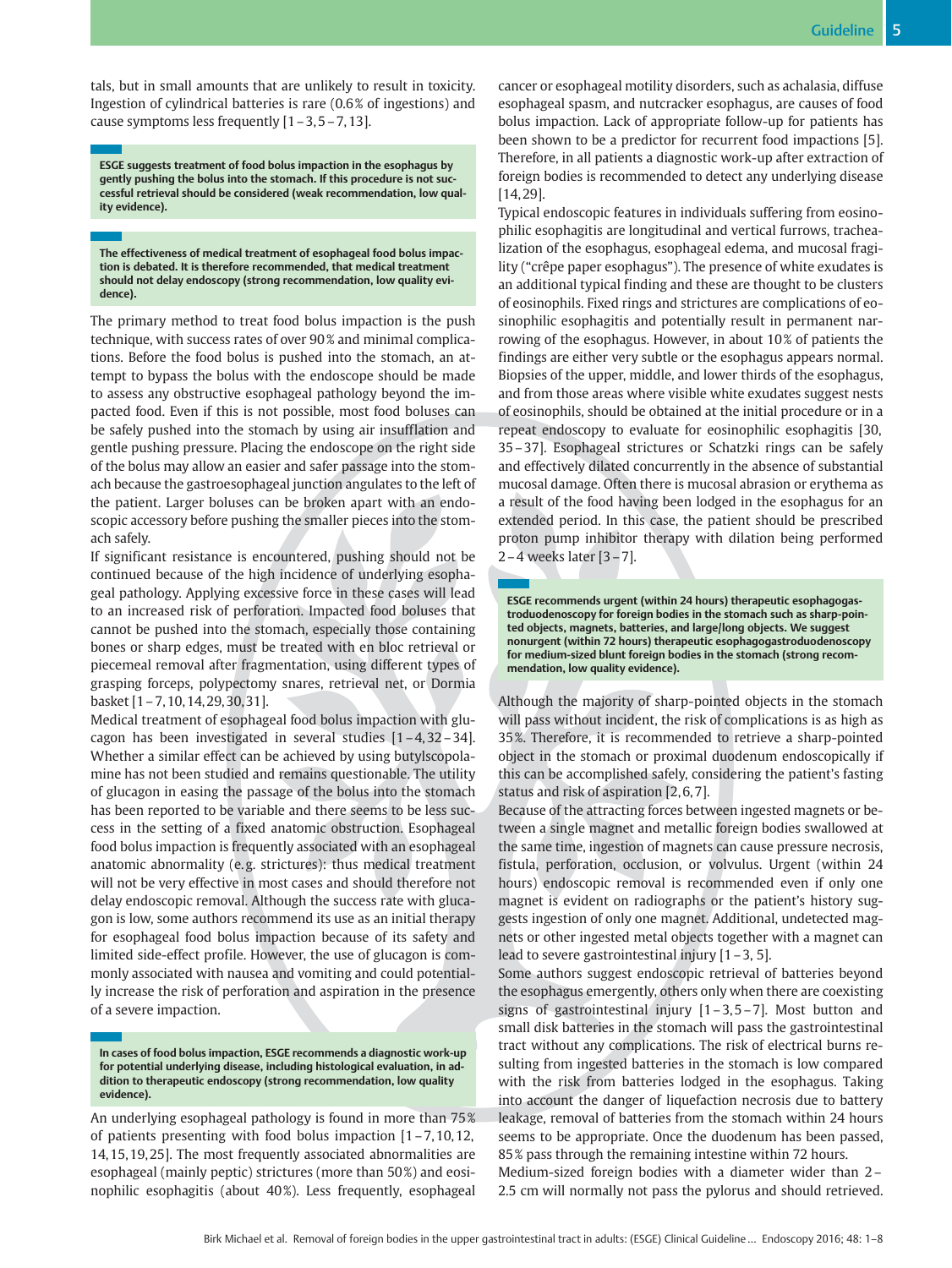tals, but in small amounts that are unlikely to result in toxicity. Ingestion of cylindrical batteries is rare (0.6 % of ingestions) and cause symptoms less frequently [1 – 3, 5 – 7, 13].

> **ESGE suggests treatment of food bolus impaction in the esophagus by gently pushing the bolus into the stomach. If this procedure is not successful retrieval should be considered (weak recommendation, low quality evidence).**

> **The effectiveness of medical treatment of esophageal food bolus impaction is debated. It is therefore recommended, that medical treatment should not delay endoscopy (strong recommendation, low quality evidence).**

The primary method to treat food bolus impaction is the push technique, with success rates of over 90 % and minimal complications. Before the food bolus is pushed into the stomach, an attempt to bypass the bolus with the endoscope should be made to assess any obstructive esophageal pathology beyond the impacted food. Even if this is not possible, most food boluses can be safely pushed into the stomach by using air insufflation and gentle pushing pressure. Placing the endoscope on the right side of the bolus may allow an easier and safer passage into the stomach because the gastroesophageal junction angulates to the left of the patient. Larger boluses can be broken apart with an endoscopic accessory before pushing the smaller pieces into the stomach safely.

If significant resistance is encountered, pushing should not be continued because of the high incidence of underlying esophageal pathology. Applying excessive force in these cases will lead to an increased risk of perforation. Impacted food boluses that cannot be pushed into the stomach, especially those containing bones or sharp edges, must be treated with en bloc retrieval or piecemeal removal after fragmentation, using different types of grasping forceps, polypectomy snares, retrieval net, or Dormia basket [1 – 7, 10, 14, 29, 30, 31].

Medical treatment of esophageal food bolus impaction with glucagon has been investigated in several studies [1 – 4, 32 – 34]. Whether a similar effect can be achieved by using butylscopolamine has not been studied and remains questionable. The utility of glucagon in easing the passage of the bolus into the stomach has been reported to be variable and there seems to be less success in the setting of a fixed anatomic obstruction. Esophageal food bolus impaction is frequently associated with an esophageal anatomic abnormality (e. g. strictures): thus medical treatment will not be very effective in most cases and should therefore not delay endoscopic removal. Although the success rate with glucagon is low, some authors recommend its use as an initial therapy for esophageal food bolus impaction because of its safety and limited side-effect profile. However, the use of glucagon is commonly associated with nausea and vomiting and could potentially increase the risk of perforation and aspiration in the presence of a severe impaction.

> **In cases of food bolus impaction, ESGE recommends a diagnostic work-up for potential underlying disease, including histological evaluation, in addition to therapeutic endoscopy (strong recommendation, low quality evidence).**

An underlying esophageal pathology is found in more than 75 % of patients presenting with food bolus impaction [1 – 7, 10, 12, 14, 15, 19, 25]. The most frequently associated abnormalities are esophageal (mainly peptic) strictures (more than 50 %) and eosinophilic esophagitis (about 40 %). Less frequently, esophageal cancer or esophageal motility disorders, such as achalasia, diffuse esophageal spasm, and nutcracker esophagus, are causes of food bolus impaction. Lack of appropriate follow-up for patients has been shown to be a predictor for recurrent food impactions [5]. Therefore, in all patients a diagnostic work-up after extraction of foreign bodies is recommended to detect any underlying disease [14, 29].

Typical endoscopic features in individuals suffering from eosinophilic esophagitis are longitudinal and vertical furrows, trachealization of the esophagus, esophageal edema, and mucosal fragility ("crêpe paper esophagus"). The presence of white exudates is an additional typical finding and these are thought to be clusters of eosinophils. Fixed rings and strictures are complications of eosinophilic esophagitis and potentially result in permanent narrowing of the esophagus. However, in about 10 % of patients the findings are either very subtle or the esophagus appears normal. Biopsies of the upper, middle, and lower thirds of the esophagus, and from those areas where visible white exudates suggest nests of eosinophils, should be obtained at the initial procedure or in a repeat endoscopy to evaluate for eosinophilic esophagitis [30, 35 – 37]. Esophageal strictures or Schatzki rings can be safely and effectively dilated concurrently in the absence of substantial mucosal damage. Often there is mucosal abrasion or erythema as a result of the food having been lodged in the esophagus for an extended period. In this case, the patient should be prescribed proton pump inhibitor therapy with dilation being performed 2 – 4 weeks later [3 – 7].

> **ESGE recommends urgent (within 24 hours) therapeutic esophagogastroduodenoscopy for foreign bodies in the stomach such as sharp-pointed objects, magnets, batteries, and large/long objects. We suggest nonurgent (within 72 hours) therapeutic esophagogastroduodenoscopy for medium-sized blunt foreign bodies in the stomach (strong recommendation, low quality evidence).**

Although the majority of sharp-pointed objects in the stomach will pass without incident, the risk of complications is as high as 35 %. Therefore, it is recommended to retrieve a sharp-pointed object in the stomach or proximal duodenum endoscopically if this can be accomplished safely, considering the patient's fasting status and risk of aspiration [2, 6, 7].

Because of the attracting forces between ingested magnets or between a single magnet and metallic foreign bodies swallowed at the same time, ingestion of magnets can cause pressure necrosis, fistula, perforation, occlusion, or volvulus. Urgent (within 24 hours) endoscopic removal is recommended even if only one magnet is evident on radiographs or the patient's history suggests ingestion of only one magnet. Additional, undetected magnets or other ingested metal objects together with a magnet can lead to severe gastrointestinal injury [1 – 3, 5].

Some authors suggest endoscopic retrieval of batteries beyond the esophagus emergently, others only when there are coexisting signs of gastrointestinal injury [1 – 3, 5 – 7]. Most button and small disk batteries in the stomach will pass the gastrointestinal tract without any complications. The risk of electrical burns resulting from ingested batteries in the stomach is low compared with the risk from batteries lodged in the esophagus. Taking into account the danger of liquefaction necrosis due to battery leakage, removal of batteries from the stomach within 24 hours seems to be appropriate. Once the duodenum has been passed, 85 % pass through the remaining intestine within 72 hours.

Medium-sized foreign bodies with a diameter wider than 2 – 2.5 cm will normally not pass the pylorus and should retrieved.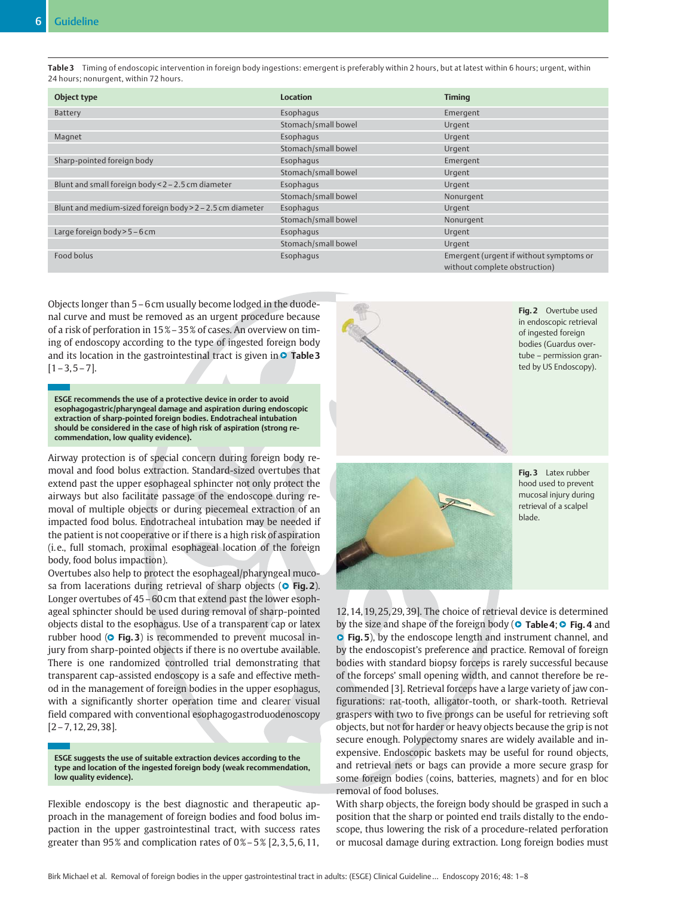**Table 3** Timing of endoscopic intervention in foreign body ingestions: emergent is preferably within 2 hours, but at latest within 6 hours; urgent, within 24 hours; nonurgent, within 72 hours.

| Object type | Location | Timing |
|---|---|---|
| Battery | Esophagus | Emergent |
| | Stomach/small bowel | Urgent |
| Magnet | Esophagus | Urgent |
| | Stomach/small bowel | Urgent |
| Sharp-pointed foreign body | Esophagus | Emergent |
| | Stomach/small bowel | Urgent |
| Blunt and small foreign body < 2 – 2.5 cm diameter | Esophagus | Urgent |
| | Stomach/small bowel | Nonurgent |
| Blunt and medium-sized foreign body > 2 – 2.5 cm diameter | Esophagus | Urgent |
| | Stomach/small bowel | Nonurgent |
| Large foreign body > 5 – 6 cm | Esophagus | Urgent |
| | Stomach/small bowel | Urgent |
| Food bolus | Esophagus | Emergent (urgent if without symptoms or without complete obstruction) |

Objects longer than 5 – 6 cm usually become lodged in the duodenal curve and must be removed as an urgent procedure because of a risk of perforation in 15 % – 35 % of cases. An overview on timing of endoscopy according to the type of ingested foreign body and its location in the gastrointestinal tract is given in **Table 3** [1 – 3, 5 – 7].

**ESGE recommends the use of a protective device in order to avoid esophagogastric/pharyngeal damage and aspiration during endoscopic extraction of sharp-pointed foreign bodies. Endotracheal intubation should be considered in the case of high risk of aspiration (strong recommendation, low quality evidence).**

Airway protection is of special concern during foreign body removal and food bolus extraction. Standard-sized overtubes that extend past the upper esophageal sphincter not only protect the airways but also facilitate passage of the endoscope during removal of multiple objects or during piecemeal extraction of an impacted food bolus. Endotracheal intubation may be needed if the patient is not cooperative or if there is a high risk of aspiration (i. e., full stomach, proximal esophageal location of the foreign body, food bolus impaction).

Overtubes also help to protect the esophageal/pharyngeal mucosa from lacerations during retrieval of sharp objects (**Fig. 2**). Longer overtubes of 45 – 60 cm that extend past the lower esophageal sphincter should be used during removal of sharp-pointed objects distal to the esophagus. Use of a transparent cap or latex rubber hood (**Fig. 3**) is recommended to prevent mucosal injury from sharp-pointed objects if there is no overtube available. There is one randomized controlled trial demonstrating that transparent cap-assisted endoscopy is a safe and effective method in the management of foreign bodies in the upper esophagus, with a significantly shorter operation time and clearer visual field compared with conventional esophagogastroduodenoscopy [2 – 7, 12, 29, 38].

**ESGE suggests the use of suitable extraction devices according to the type and location of the ingested foreign body (weak recommendation, low quality evidence).**

Flexible endoscopy is the best diagnostic and therapeutic approach in the management of foreign bodies and food bolus impaction in the upper gastrointestinal tract, with success rates greater than 95 % and complication rates of 0 % – 5 % [2, 3, 5, 6, 11, 12, 14, 19, 25, 29, 39]. The choice of retrieval device is determined by the size and shape of the foreign body (**Table 4**; **Fig. 4** and **Fig. 5**), by the endoscope length and instrument channel, and by the endoscopist's preference and practice. Removal of foreign bodies with standard biopsy forceps is rarely successful because of the forceps' small opening width, and cannot therefore be recommended [3]. Retrieval forceps have a large variety of jaw configurations: rat-tooth, alligator-tooth, or shark-tooth. Retrieval graspers with two to five prongs can be useful for retrieving soft objects, but not for harder or heavy objects because the grip is not secure enough. Polypectomy snares are widely available and inexpensive. Endoscopic baskets may be useful for round objects, and retrieval nets or bags can provide a more secure grasp for some foreign bodies (coins, batteries, magnets) and for en bloc removal of food boluses.

With sharp objects, the foreign body should be grasped in such a position that the sharp or pointed end trails distally to the endoscope, thus lowering the risk of a procedure-related perforation or mucosal damage during extraction. Long foreign bodies must

**Fig. 2** Overtube used in endoscopic retrieval of ingested foreign bodies (Guardus overtube – permission granted by US Endoscopy).

**Fig. 3** Latex rubber hood used to prevent mucosal injury during retrieval of a scalpel blade.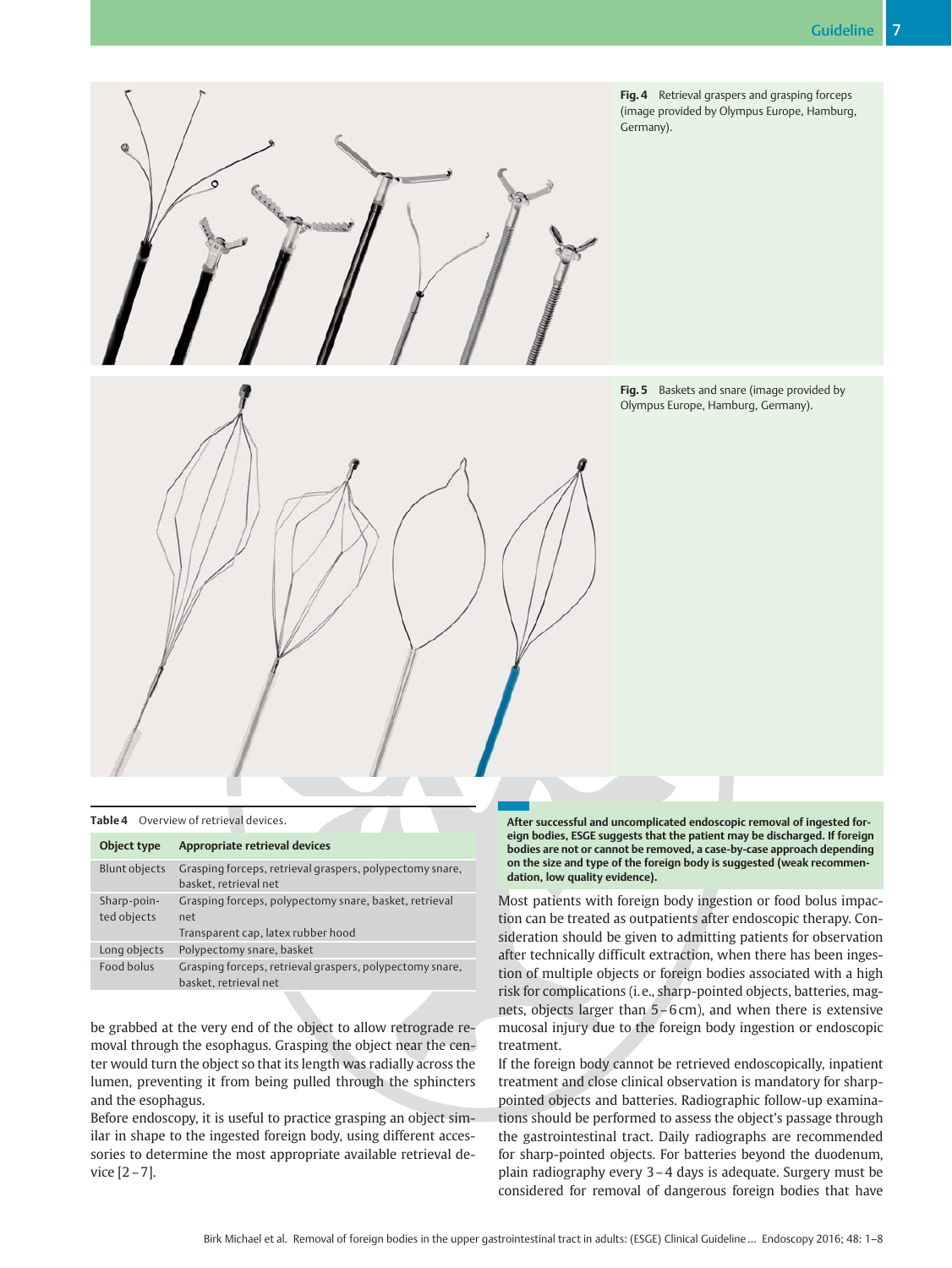Fig. 4 Retrieval graspers and grasping forceps (image provided by Olympus Europe, Hamburg, Germany).

Fig. 5 Baskets and snare (image provided by Olympus Europe, Hamburg, Germany).

**Table 4** Overview of retrieval devices.

| Object type | Appropriate retrieval devices |
|---|---|
| Blunt objects | Grasping forceps, retrieval graspers, polypectomy snare, basket, retrieval net |
| Sharp-pointed objects | Grasping forceps, polypectomy snare, basket, retrieval net<br>Transparent cap, latex rubber hood |
| Long objects | Polypectomy snare, basket |
| Food bolus | Grasping forceps, retrieval graspers, polypectomy snare, basket, retrieval net |

be grabbed at the very end of the object to allow retrograde removal through the esophagus. Grasping the object near the center would turn the object so that its length was radially across the lumen, preventing it from being pulled through the sphincters and the esophagus.

Before endoscopy, it is useful to practice grasping an object similar in shape to the ingested foreign body, using different accessories to determine the most appropriate available retrieval device [2–7].

**After successful and uncomplicated endoscopic removal of ingested foreign bodies, ESGE suggests that the patient may be discharged. If foreign bodies are not or cannot be removed, a case-by-case approach depending on the size and type of the foreign body is suggested (weak recommendation, low quality evidence).**

Most patients with foreign body ingestion or food bolus impaction can be treated as outpatients after endoscopic therapy. Consideration should be given to admitting patients for observation after technically difficult extraction, when there has been ingestion of multiple objects or foreign bodies associated with a high risk for complications (i.e., sharp-pointed objects, batteries, magnets, objects larger than 5–6 cm), and when there is extensive mucosal injury due to the foreign body ingestion or endoscopic treatment.

If the foreign body cannot be retrieved endoscopically, inpatient treatment and close clinical observation is mandatory for sharp-pointed objects and batteries. Radiographic follow-up examinations should be performed to assess the object's passage through the gastrointestinal tract. Daily radiographs are recommended for sharp-pointed objects. For batteries beyond the duodenum, plain radiography every 3–4 days is adequate. Surgery must be considered for removal of dangerous foreign bodies that have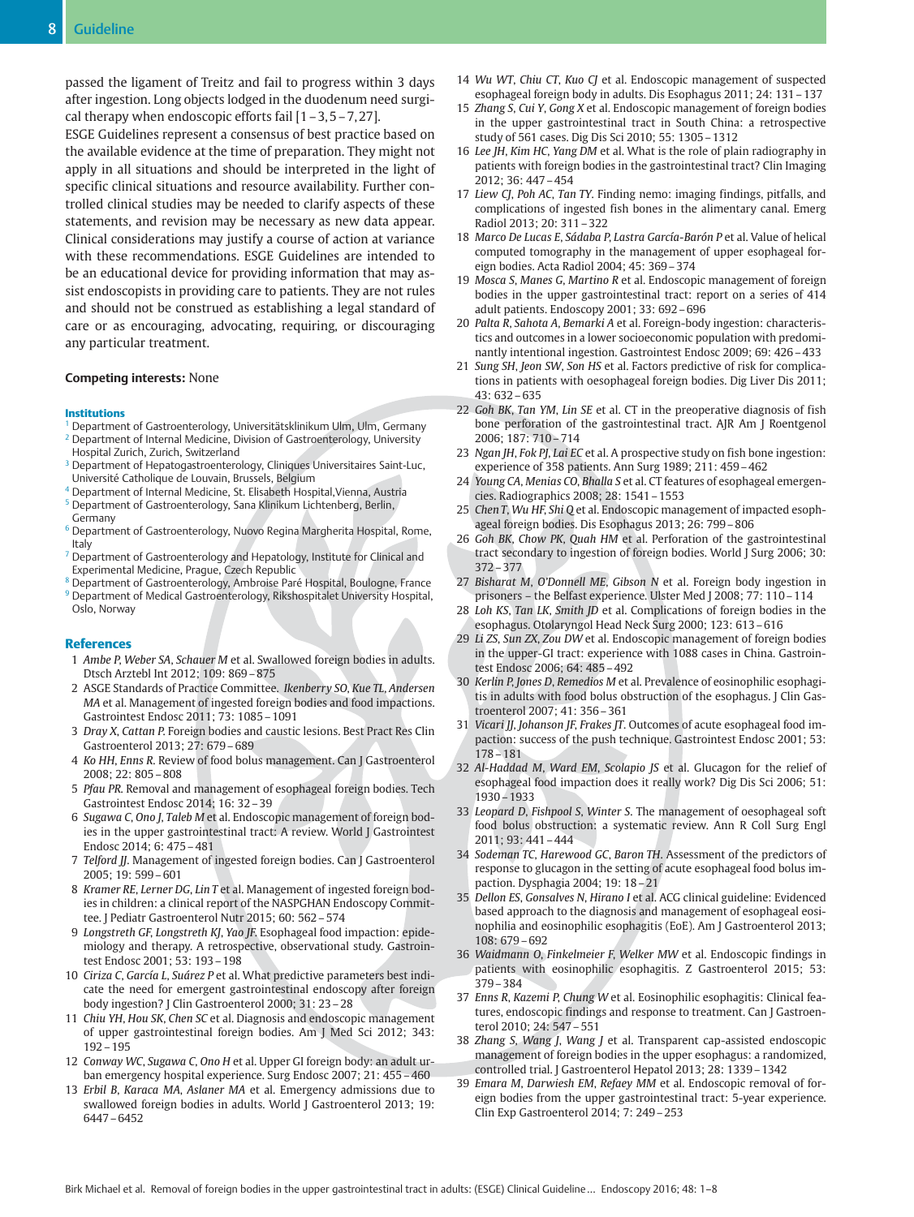passed the ligament of Treitz and fail to progress within 3 days after ingestion. Long objects lodged in the duodenum need surgical therapy when endoscopic efforts fail [1–3,5–7,27].

ESGE Guidelines represent a consensus of best practice based on the available evidence at the time of preparation. They might not apply in all situations and should be interpreted in the light of specific clinical situations and resource availability. Further controlled clinical studies may be needed to clarify aspects of these statements, and revision may be necessary as new data appear. Clinical considerations may justify a course of action at variance with these recommendations. ESGE Guidelines are intended to be an educational device for providing information that may assist endoscopists in providing care to patients. They are not rules and should not be construed as establishing a legal standard of care or as encouraging, advocating, requiring, or discouraging any particular treatment.

**Competing interests:** None

### Institutions

[1] Department of Gastroenterology, Universitätsklinikum Ulm, Ulm, Germany
[2] Department of Internal Medicine, Division of Gastroenterology, University Hospital Zurich, Zurich, Switzerland
[3] Department of Hepatogastroenterology, Cliniques Universitaires Saint-Luc, Université Catholique de Louvain, Brussels, Belgium
[4] Department of Internal Medicine, St. Elisabeth Hospital, Vienna, Austria
[5] Department of Gastroenterology, Sana Klinikum Lichtenberg, Berlin, Germany
[6] Department of Gastroenterology, Nuovo Regina Margherita Hospital, Rome, Italy
[7] Department of Gastroenterology and Hepatology, Institute for Clinical and Experimental Medicine, Prague, Czech Republic
[8] Department of Gastroenterology, Ambroise Paré Hospital, Boulogne, France
[9] Department of Medical Gastroenterology, Rikshospitalet University Hospital, Oslo, Norway

## References

1. *Ambe P, Weber SA, Schauer M* et al. Swallowed foreign bodies in adults. Dtsch Arztebl Int 2012; 109: 869–875
2. ASGE Standards of Practice Committee. *Ikenberry SO, Kue TL, Andersen MA* et al. Management of ingested foreign bodies and food impactions. Gastrointest Endosc 2011; 73: 1085–1091
3. *Dray X, Cattan P.* Foreign bodies and caustic lesions. Best Pract Res Clin Gastroenterol 2013; 27: 679–689
4. *Ko HH, Enns R.* Review of food bolus management. Can J Gastroenterol 2008; 22: 805–808
5. *Pfau PR.* Removal and management of esophageal foreign bodies. Tech Gastrointest Endosc 2014; 16: 32–39
6. *Sugawa C, Ono J, Taleb M* et al. Endoscopic management of foreign bodies in the upper gastrointestinal tract: A review. World J Gastrointest Endosc 2014; 6: 475–481
7. *Telford JJ.* Management of ingested foreign bodies. Can J Gastroenterol 2005; 19: 599–601
8. *Kramer RE, Lerner DG, Lin T* et al. Management of ingested foreign bodies in children: a clinical report of the NASPGHAN Endoscopy Committee. J Pediatr Gastroenterol Nutr 2015; 60: 562–574
9. *Longstreth GF, Longstreth KJ, Yao JF.* Esophageal food impaction: epidemiology and therapy. A retrospective, observational study. Gastrointest Endosc 2001; 53: 193–198
10. *Ciriza C, García L, Suárez P* et al. What predictive parameters best indicate the need for emergent gastrointestinal endoscopy after foreign body ingestion? J Clin Gastroenterol 2000; 31: 23–28
11. *Chiu YH, Hou SK, Chen SC* et al. Diagnosis and endoscopic management of upper gastrointestinal foreign bodies. Am J Med Sci 2012; 343: 192–195
12. *Conway WC, Sugawa C, Ono H* et al. Upper GI foreign body: an adult urban emergency hospital experience. Surg Endosc 2007; 21: 455–460
13. *Erbil B, Karaca MA, Aslaner MA* et al. Emergency admissions due to swallowed foreign bodies in adults. World J Gastroenterol 2013; 19: 6447–6452
14. *Wu WT, Chiu CT, Kuo CJ* et al. Endoscopic management of suspected esophageal foreign body in adults. Dis Esophagus 2011; 24: 131–137
15. *Zhang S, Cui Y, Gong X* et al. Endoscopic management of foreign bodies in the upper gastrointestinal tract in South China: a retrospective study of 561 cases. Dig Dis Sci 2010; 55: 1305–1312
16. *Lee JH, Kim HC, Yang DM* et al. What is the role of plain radiography in patients with foreign bodies in the gastrointestinal tract? Clin Imaging 2012; 36: 447–454
17. *Liew CJ, Poh AC, Tan TY.* Finding nemo: imaging findings, pitfalls, and complications of ingested fish bones in the alimentary canal. Emerg Radiol 2013; 20: 311–322
18. *Marco De Lucas E, Sádaba P, Lastra García-Barón P* et al. Value of helical computed tomography in the management of upper esophageal foreign bodies. Acta Radiol 2004; 45: 369–374
19. *Mosca S, Manes G, Martino R* et al. Endoscopic management of foreign bodies in the upper gastrointestinal tract: report on a series of 414 adult patients. Endoscopy 2001; 33: 692–696
20. *Palta R, Sahota A, Bemarki A* et al. Foreign-body ingestion: characteristics and outcomes in a lower socioeconomic population with predominantly intentional ingestion. Gastrointest Endosc 2009; 69: 426–433
21. *Sung SH, Jeon SW, Son HS* et al. Factors predictive of risk for complications in patients with oesophageal foreign bodies. Dig Liver Dis 2011; 43: 632–635
22. *Goh BK, Tan YM, Lin SE* et al. CT in the preoperative diagnosis of fish bone perforation of the gastrointestinal tract. AJR Am J Roentgenol 2006; 187: 710–714
23. *Ngan JH, Fok PJ, Lai EC* et al. A prospective study on fish bone ingestion: experience of 358 patients. Ann Surg 1989; 211: 459–462
24. *Young CA, Menias CO, Bhalla S* et al. CT features of esophageal emergencies. Radiographics 2008; 28: 1541–1553
25. *Chen T, Wu HF, Shi Q* et al. Endoscopic management of impacted esophageal foreign bodies. Dis Esophagus 2013; 26: 799–806
26. *Goh BK, Chow PK, Quah HM* et al. Perforation of the gastrointestinal tract secondary to ingestion of foreign bodies. World J Surg 2006; 30: 372–377
27. *Bisharat M, O'Donnell ME, Gibson N* et al. Foreign body ingestion in prisoners – the Belfast experience. Ulster Med J 2008; 77: 110–114
28. *Loh KS, Tan LK, Smith JD* et al. Complications of foreign bodies in the esophagus. Otolaryngol Head Neck Surg 2000; 123: 613–616
29. *Li ZS, Sun ZX, Zou DW* et al. Endoscopic management of foreign bodies in the upper-GI tract: experience with 1088 cases in China. Gastrointest Endosc 2006; 64: 485–492
30. *Kerlin P, Jones D, Remedios M* et al. Prevalence of eosinophilic esophagitis in adults with food bolus obstruction of the esophagus. J Clin Gastroenterol 2007; 41: 356–361
31. *Vicari JJ, Johanson JF, Frakes JT.* Outcomes of acute esophageal food impaction: success of the push technique. Gastrointest Endosc 2001; 53: 178–181
32. *Al-Haddad M, Ward EM, Scolapio JS* et al. Glucagon for the relief of esophageal food impaction does it really work? Dig Dis Sci 2006; 51: 1930–1933
33. *Leopard D, Fishpool S, Winter S.* The management of oesophageal soft food bolus obstruction: a systematic review. Ann R Coll Surg Engl 2011; 93: 441–444
34. *Sodeman TC, Harewood GC, Baron TH.* Assessment of the predictors of response to glucagon in the setting of acute esophageal food bolus impaction. Dysphagia 2004; 19: 18–21
35. *Dellon ES, Gonsalves N, Hirano I* et al. ACG clinical guideline: Evidenced based approach to the diagnosis and management of esophageal eosinophilia and eosinophilic esophagitis (EoE). Am J Gastroenterol 2013; 108: 679–692
36. *Waidmann O, Finkelmeier F, Welker MW* et al. Endoscopic findings in patients with eosinophilic esophagitis. Z Gastroenterol 2015; 53: 379–384
37. *Enns R, Kazemi P, Chung W* et al. Eosinophilic esophagitis: Clinical features, endoscopic findings and response to treatment. Can J Gastroenterol 2010; 24: 547–551
38. *Zhang S, Wang J, Wang J* et al. Transparent cap-assisted endoscopic management of foreign bodies in the upper esophagus: a randomized, controlled trial. J Gastroenterol Hepatol 2013; 28: 1339–1342
39. *Emara M, Darwiesh EM, Refaey MM* et al. Endoscopic removal of foreign bodies from the upper gastrointestinal tract: 5-year experience. Clin Exp Gastroenterol 2014; 7: 249–253